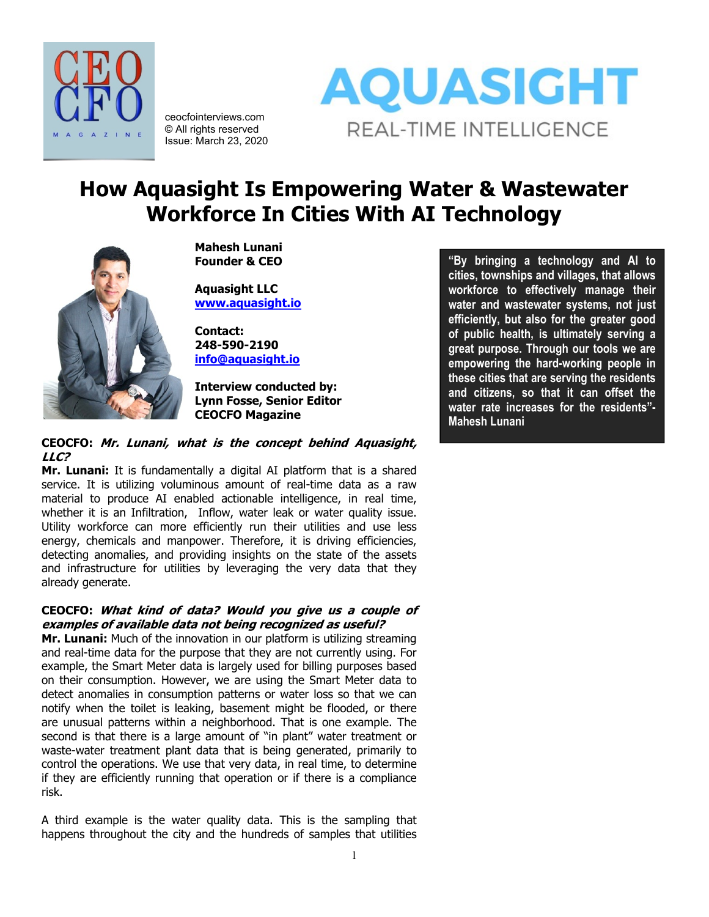ceocfointerviews.com
© All rights reserved
Issue: March 23, 2020

# How Aquasight Is Empowering Water & Wastewater Workforce In Cities With AI Technology

**Mahesh Lunani**
**Founder & CEO**

**Aquasight LLC**
**www.aquasight.io**

**Contact:**
**248-590-2190**
**info@aquasight.io**

**Interview conducted by:**
**Lynn Fosse, Senior Editor**
**CEOCFO Magazine**

> **"By bringing a technology and AI to cities, townships and villages, that allows workforce to effectively manage their water and wastewater systems, not just efficiently, but also for the greater good of public health, is ultimately serving a great purpose. Through our tools we are empowering the hard-working people in these cities that are serving the residents and citizens, so that it can offset the water rate increases for the residents"- Mahesh Lunani**

**CEOCFO:** ***Mr. Lunani, what is the concept behind Aquasight, LLC?***
**Mr. Lunani:** It is fundamentally a digital AI platform that is a shared service. It is utilizing voluminous amount of real-time data as a raw material to produce AI enabled actionable intelligence, in real time, whether it is an Infiltration, Inflow, water leak or water quality issue. Utility workforce can more efficiently run their utilities and use less energy, chemicals and manpower. Therefore, it is driving efficiencies, detecting anomalies, and providing insights on the state of the assets and infrastructure for utilities by leveraging the very data that they already generate.

**CEOCFO:** ***What kind of data? Would you give us a couple of examples of available data not being recognized as useful?***
**Mr. Lunani:** Much of the innovation in our platform is utilizing streaming and real-time data for the purpose that they are not currently using. For example, the Smart Meter data is largely used for billing purposes based on their consumption. However, we are using the Smart Meter data to detect anomalies in consumption patterns or water loss so that we can notify when the toilet is leaking, basement might be flooded, or there are unusual patterns within a neighborhood. That is one example. The second is that there is a large amount of "in plant" water treatment or waste-water treatment plant data that is being generated, primarily to control the operations. We use that very data, in real time, to determine if they are efficiently running that operation or if there is a compliance risk.

A third example is the water quality data. This is the sampling that happens throughout the city and the hundreds of samples that utilities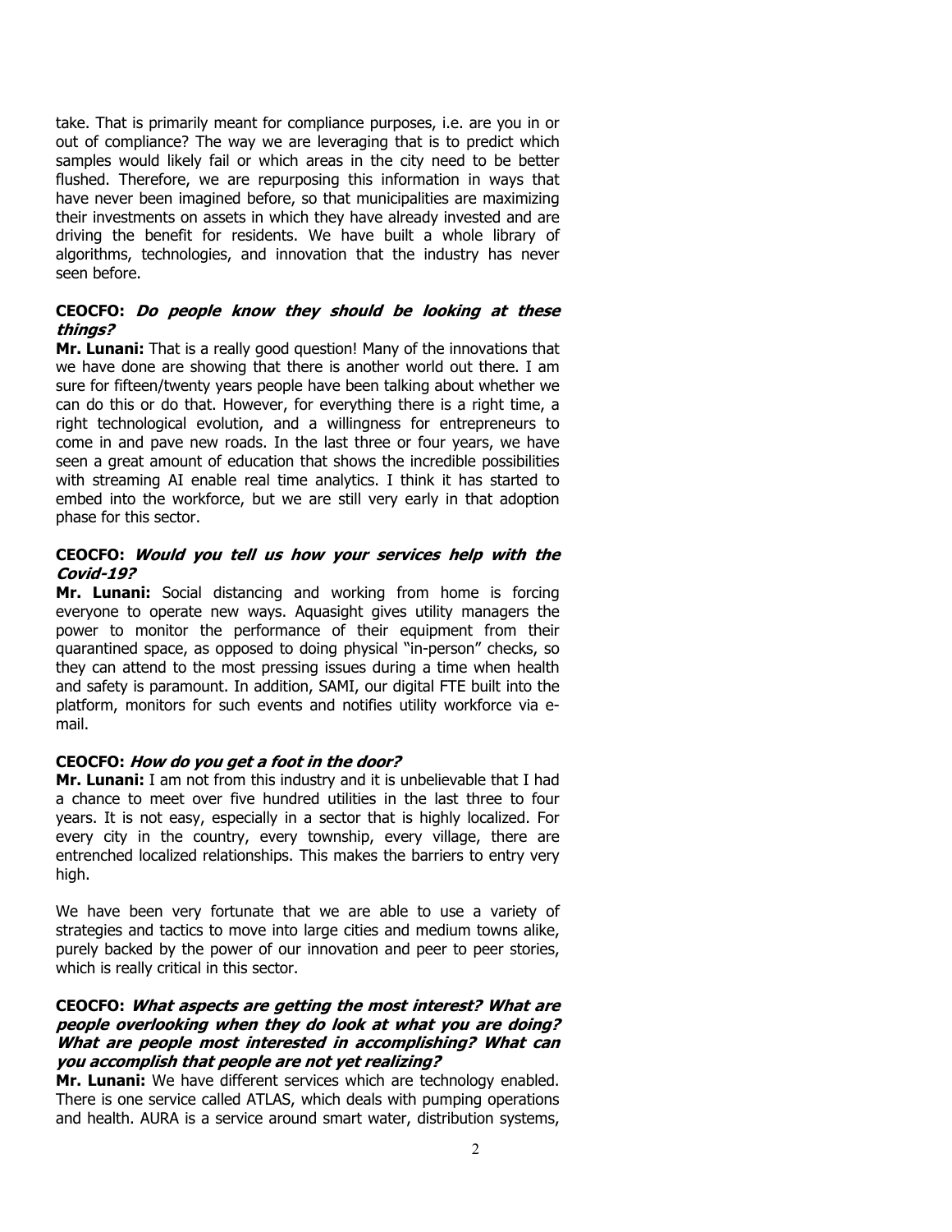take. That is primarily meant for compliance purposes, i.e. are you in or out of compliance? The way we are leveraging that is to predict which samples would likely fail or which areas in the city need to be better flushed. Therefore, we are repurposing this information in ways that have never been imagined before, so that municipalities are maximizing their investments on assets in which they have already invested and are driving the benefit for residents. We have built a whole library of algorithms, technologies, and innovation that the industry has never seen before.

**CEOCFO: *Do people know they should be looking at these things?***

**Mr. Lunani:** That is a really good question! Many of the innovations that we have done are showing that there is another world out there. I am sure for fifteen/twenty years people have been talking about whether we can do this or do that. However, for everything there is a right time, a right technological evolution, and a willingness for entrepreneurs to come in and pave new roads. In the last three or four years, we have seen a great amount of education that shows the incredible possibilities with streaming AI enable real time analytics. I think it has started to embed into the workforce, but we are still very early in that adoption phase for this sector.

**CEOCFO: *Would you tell us how your services help with the Covid-19?***

**Mr. Lunani:** Social distancing and working from home is forcing everyone to operate new ways. Aquasight gives utility managers the power to monitor the performance of their equipment from their quarantined space, as opposed to doing physical "in-person" checks, so they can attend to the most pressing issues during a time when health and safety is paramount. In addition, SAMI, our digital FTE built into the platform, monitors for such events and notifies utility workforce via e-mail.

**CEOCFO: *How do you get a foot in the door?***

**Mr. Lunani:** I am not from this industry and it is unbelievable that I had a chance to meet over five hundred utilities in the last three to four years. It is not easy, especially in a sector that is highly localized. For every city in the country, every township, every village, there are entrenched localized relationships. This makes the barriers to entry very high.

We have been very fortunate that we are able to use a variety of strategies and tactics to move into large cities and medium towns alike, purely backed by the power of our innovation and peer to peer stories, which is really critical in this sector.

**CEOCFO: *What aspects are getting the most interest? What are people overlooking when they do look at what you are doing? What are people most interested in accomplishing? What can you accomplish that people are not yet realizing?***

**Mr. Lunani:** We have different services which are technology enabled. There is one service called ATLAS, which deals with pumping operations and health. AURA is a service around smart water, distribution systems,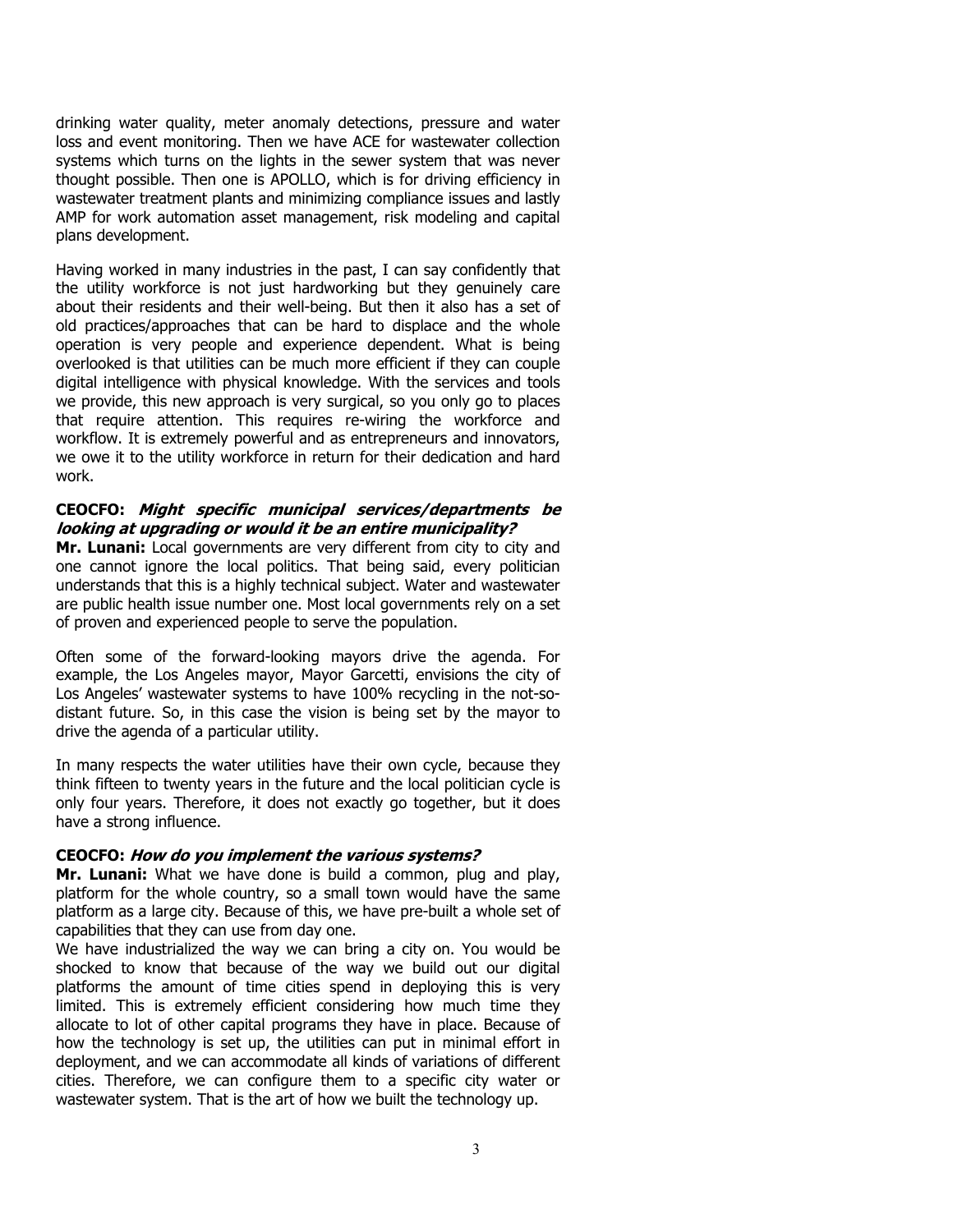drinking water quality, meter anomaly detections, pressure and water loss and event monitoring. Then we have ACE for wastewater collection systems which turns on the lights in the sewer system that was never thought possible. Then one is APOLLO, which is for driving efficiency in wastewater treatment plants and minimizing compliance issues and lastly AMP for work automation asset management, risk modeling and capital plans development.

Having worked in many industries in the past, I can say confidently that the utility workforce is not just hardworking but they genuinely care about their residents and their well-being. But then it also has a set of old practices/approaches that can be hard to displace and the whole operation is very people and experience dependent. What is being overlooked is that utilities can be much more efficient if they can couple digital intelligence with physical knowledge. With the services and tools we provide, this new approach is very surgical, so you only go to places that require attention. This requires re-wiring the workforce and workflow. It is extremely powerful and as entrepreneurs and innovators, we owe it to the utility workforce in return for their dedication and hard work.

**CEOCFO:** ***Might specific municipal services/departments be looking at upgrading or would it be an entire municipality?***

**Mr. Lunani:** Local governments are very different from city to city and one cannot ignore the local politics. That being said, every politician understands that this is a highly technical subject. Water and wastewater are public health issue number one. Most local governments rely on a set of proven and experienced people to serve the population.

Often some of the forward-looking mayors drive the agenda. For example, the Los Angeles mayor, Mayor Garcetti, envisions the city of Los Angeles' wastewater systems to have 100% recycling in the not-so-distant future. So, in this case the vision is being set by the mayor to drive the agenda of a particular utility.

In many respects the water utilities have their own cycle, because they think fifteen to twenty years in the future and the local politician cycle is only four years. Therefore, it does not exactly go together, but it does have a strong influence.

**CEOCFO:** ***How do you implement the various systems?***

**Mr. Lunani:** What we have done is build a common, plug and play, platform for the whole country, so a small town would have the same platform as a large city. Because of this, we have pre-built a whole set of capabilities that they can use from day one.

We have industrialized the way we can bring a city on. You would be shocked to know that because of the way we build out our digital platforms the amount of time cities spend in deploying this is very limited. This is extremely efficient considering how much time they allocate to lot of other capital programs they have in place. Because of how the technology is set up, the utilities can put in minimal effort in deployment, and we can accommodate all kinds of variations of different cities. Therefore, we can configure them to a specific city water or wastewater system. That is the art of how we built the technology up.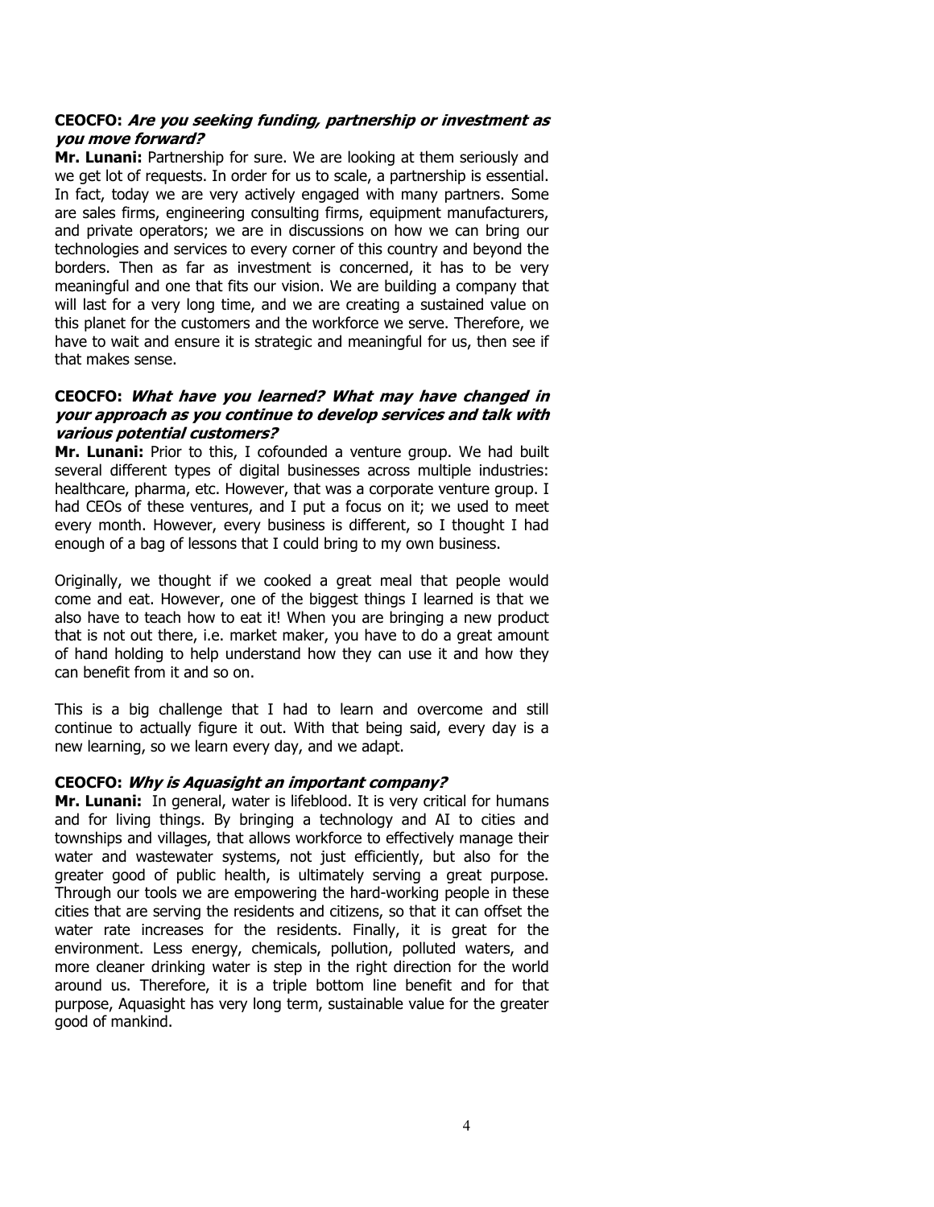**CEOCFO: *Are you seeking funding, partnership or investment as you move forward?***

**Mr. Lunani:** Partnership for sure. We are looking at them seriously and we get lot of requests. In order for us to scale, a partnership is essential. In fact, today we are very actively engaged with many partners. Some are sales firms, engineering consulting firms, equipment manufacturers, and private operators; we are in discussions on how we can bring our technologies and services to every corner of this country and beyond the borders. Then as far as investment is concerned, it has to be very meaningful and one that fits our vision. We are building a company that will last for a very long time, and we are creating a sustained value on this planet for the customers and the workforce we serve. Therefore, we have to wait and ensure it is strategic and meaningful for us, then see if that makes sense.

**CEOCFO: *What have you learned? What may have changed in your approach as you continue to develop services and talk with various potential customers?***

**Mr. Lunani:** Prior to this, I cofounded a venture group. We had built several different types of digital businesses across multiple industries: healthcare, pharma, etc. However, that was a corporate venture group. I had CEOs of these ventures, and I put a focus on it; we used to meet every month. However, every business is different, so I thought I had enough of a bag of lessons that I could bring to my own business.

Originally, we thought if we cooked a great meal that people would come and eat. However, one of the biggest things I learned is that we also have to teach how to eat it! When you are bringing a new product that is not out there, i.e. market maker, you have to do a great amount of hand holding to help understand how they can use it and how they can benefit from it and so on.

This is a big challenge that I had to learn and overcome and still continue to actually figure it out. With that being said, every day is a new learning, so we learn every day, and we adapt.

**CEOCFO: *Why is Aquasight an important company?***

**Mr. Lunani:** In general, water is lifeblood. It is very critical for humans and for living things. By bringing a technology and AI to cities and townships and villages, that allows workforce to effectively manage their water and wastewater systems, not just efficiently, but also for the greater good of public health, is ultimately serving a great purpose. Through our tools we are empowering the hard-working people in these cities that are serving the residents and citizens, so that it can offset the water rate increases for the residents. Finally, it is great for the environment. Less energy, chemicals, pollution, polluted waters, and more cleaner drinking water is step in the right direction for the world around us. Therefore, it is a triple bottom line benefit and for that purpose, Aquasight has very long term, sustainable value for the greater good of mankind.